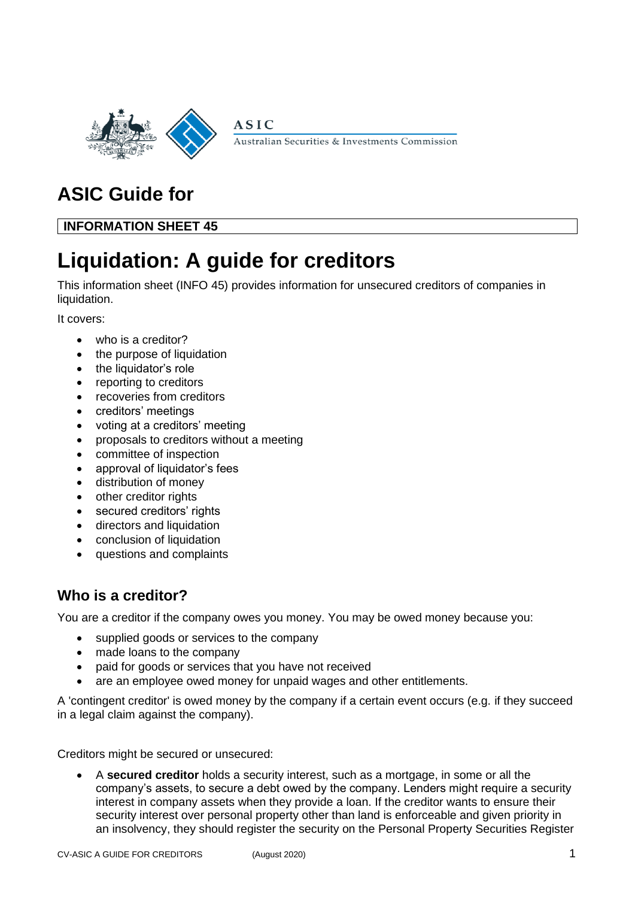ASIC

Australian Securities & Investments Commission

# ASIC Guide for

**INFORMATION SHEET 45**

# Liquidation: A guide for creditors

This information sheet (INFO 45) provides information for unsecured creditors of companies in liquidation.

It covers:

- who is a creditor?
- the purpose of liquidation
- the liquidator's role
- reporting to creditors
- recoveries from creditors
- creditors' meetings
- voting at a creditors' meeting
- proposals to creditors without a meeting
- committee of inspection
- approval of liquidator's fees
- distribution of money
- other creditor rights
- secured creditors' rights
- directors and liquidation
- conclusion of liquidation
- questions and complaints

## Who is a creditor?

You are a creditor if the company owes you money. You may be owed money because you:

- supplied goods or services to the company
- made loans to the company
- paid for goods or services that you have not received
- are an employee owed money for unpaid wages and other entitlements.

A 'contingent creditor' is owed money by the company if a certain event occurs (e.g. if they succeed in a legal claim against the company).

Creditors might be secured or unsecured:

- A **secured creditor** holds a security interest, such as a mortgage, in some or all the company's assets, to secure a debt owed by the company. Lenders might require a security interest in company assets when they provide a loan. If the creditor wants to ensure their security interest over personal property other than land is enforceable and given priority in an insolvency, they should register the security on the Personal Property Securities Register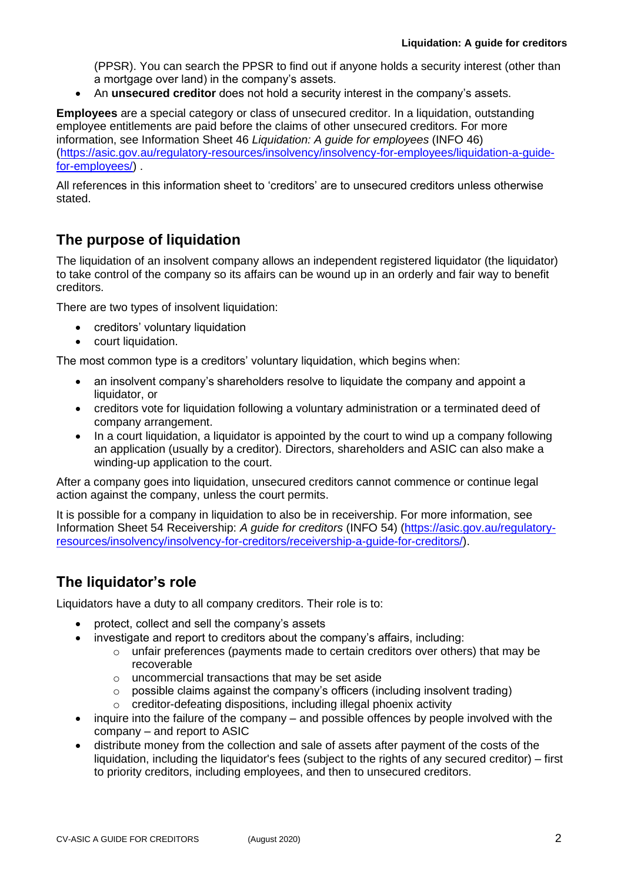(PPSR). You can search the PPSR to find out if anyone holds a security interest (other than a mortgage over land) in the company's assets.

- An **unsecured creditor** does not hold a security interest in the company's assets.

**Employees** are a special category or class of unsecured creditor. In a liquidation, outstanding employee entitlements are paid before the claims of other unsecured creditors. For more information, see Information Sheet 46 *Liquidation: A guide for employees* (INFO 46) (https://asic.gov.au/regulatory-resources/insolvency/insolvency-for-employees/liquidation-a-guide-for-employees/) .

All references in this information sheet to 'creditors' are to unsecured creditors unless otherwise stated.

## The purpose of liquidation

The liquidation of an insolvent company allows an independent registered liquidator (the liquidator) to take control of the company so its affairs can be wound up in an orderly and fair way to benefit creditors.

There are two types of insolvent liquidation:

- creditors' voluntary liquidation
- court liquidation.

The most common type is a creditors' voluntary liquidation, which begins when:

- an insolvent company's shareholders resolve to liquidate the company and appoint a liquidator, or
- creditors vote for liquidation following a voluntary administration or a terminated deed of company arrangement.
- In a court liquidation, a liquidator is appointed by the court to wind up a company following an application (usually by a creditor). Directors, shareholders and ASIC can also make a winding-up application to the court.

After a company goes into liquidation, unsecured creditors cannot commence or continue legal action against the company, unless the court permits.

It is possible for a company in liquidation to also be in receivership. For more information, see Information Sheet 54 Receivership: *A guide for creditors* (INFO 54) (https://asic.gov.au/regulatory-resources/insolvency/insolvency-for-creditors/receivership-a-guide-for-creditors/).

## The liquidator's role

Liquidators have a duty to all company creditors. Their role is to:

- protect, collect and sell the company's assets
- investigate and report to creditors about the company's affairs, including:
  - unfair preferences (payments made to certain creditors over others) that may be recoverable
  - uncommercial transactions that may be set aside
  - possible claims against the company's officers (including insolvent trading)
  - creditor-defeating dispositions, including illegal phoenix activity
- inquire into the failure of the company – and possible offences by people involved with the company – and report to ASIC
- distribute money from the collection and sale of assets after payment of the costs of the liquidation, including the liquidator's fees (subject to the rights of any secured creditor) – first to priority creditors, including employees, and then to unsecured creditors.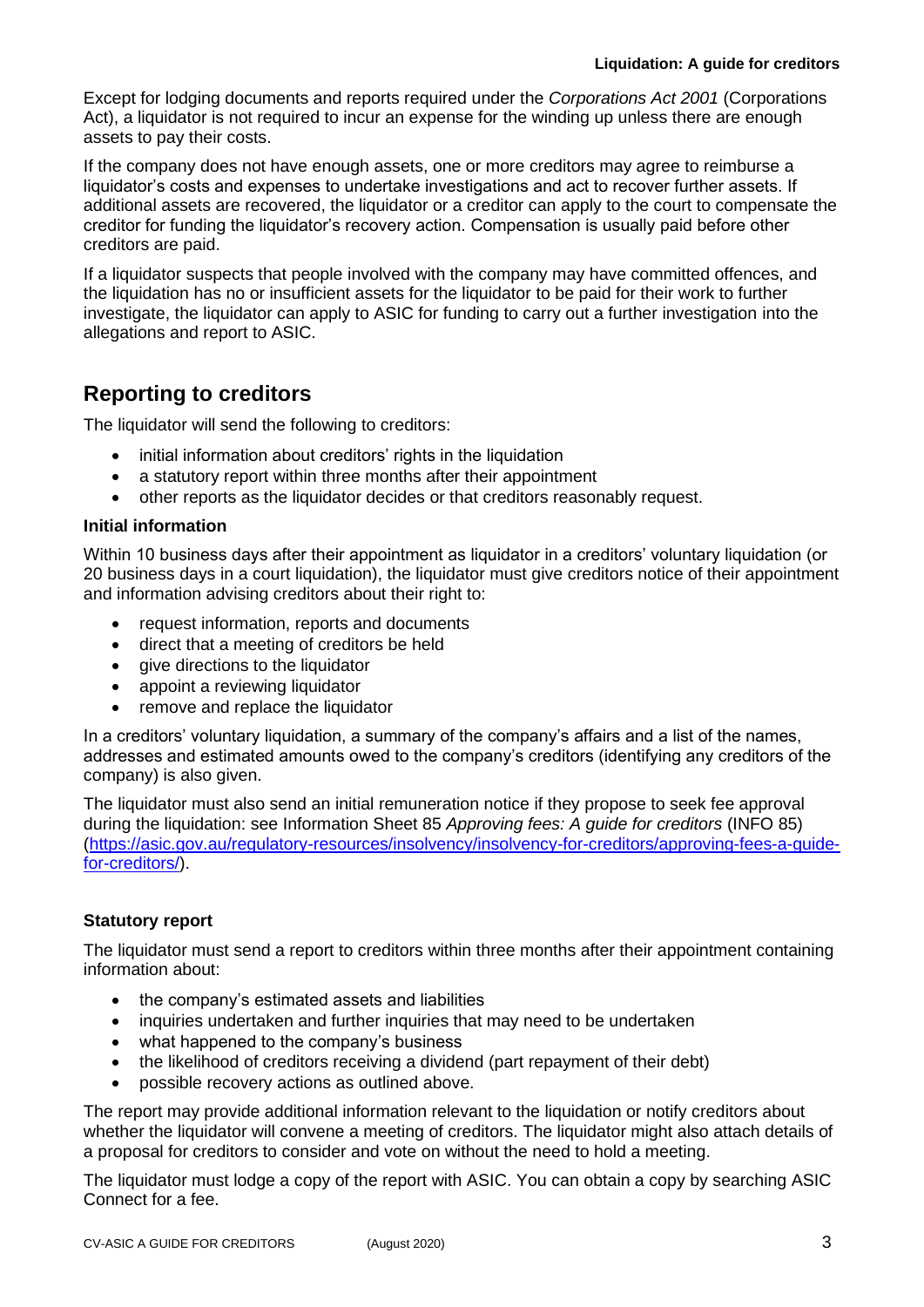Except for lodging documents and reports required under the *Corporations Act 2001* (Corporations Act), a liquidator is not required to incur an expense for the winding up unless there are enough assets to pay their costs.

If the company does not have enough assets, one or more creditors may agree to reimburse a liquidator's costs and expenses to undertake investigations and act to recover further assets. If additional assets are recovered, the liquidator or a creditor can apply to the court to compensate the creditor for funding the liquidator's recovery action. Compensation is usually paid before other creditors are paid.

If a liquidator suspects that people involved with the company may have committed offences, and the liquidation has no or insufficient assets for the liquidator to be paid for their work to further investigate, the liquidator can apply to ASIC for funding to carry out a further investigation into the allegations and report to ASIC.

## Reporting to creditors

The liquidator will send the following to creditors:

- initial information about creditors' rights in the liquidation
- a statutory report within three months after their appointment
- other reports as the liquidator decides or that creditors reasonably request.

### Initial information

Within 10 business days after their appointment as liquidator in a creditors' voluntary liquidation (or 20 business days in a court liquidation), the liquidator must give creditors notice of their appointment and information advising creditors about their right to:

- request information, reports and documents
- direct that a meeting of creditors be held
- give directions to the liquidator
- appoint a reviewing liquidator
- remove and replace the liquidator

In a creditors' voluntary liquidation, a summary of the company's affairs and a list of the names, addresses and estimated amounts owed to the company's creditors (identifying any creditors of the company) is also given.

The liquidator must also send an initial remuneration notice if they propose to seek fee approval during the liquidation: see Information Sheet 85 *Approving fees: A guide for creditors* (INFO 85) (https://asic.gov.au/regulatory-resources/insolvency/insolvency-for-creditors/approving-fees-a-guide-for-creditors/).

### Statutory report

The liquidator must send a report to creditors within three months after their appointment containing information about:

- the company's estimated assets and liabilities
- inquiries undertaken and further inquiries that may need to be undertaken
- what happened to the company's business
- the likelihood of creditors receiving a dividend (part repayment of their debt)
- possible recovery actions as outlined above.

The report may provide additional information relevant to the liquidation or notify creditors about whether the liquidator will convene a meeting of creditors. The liquidator might also attach details of a proposal for creditors to consider and vote on without the need to hold a meeting.

The liquidator must lodge a copy of the report with ASIC. You can obtain a copy by searching ASIC Connect for a fee.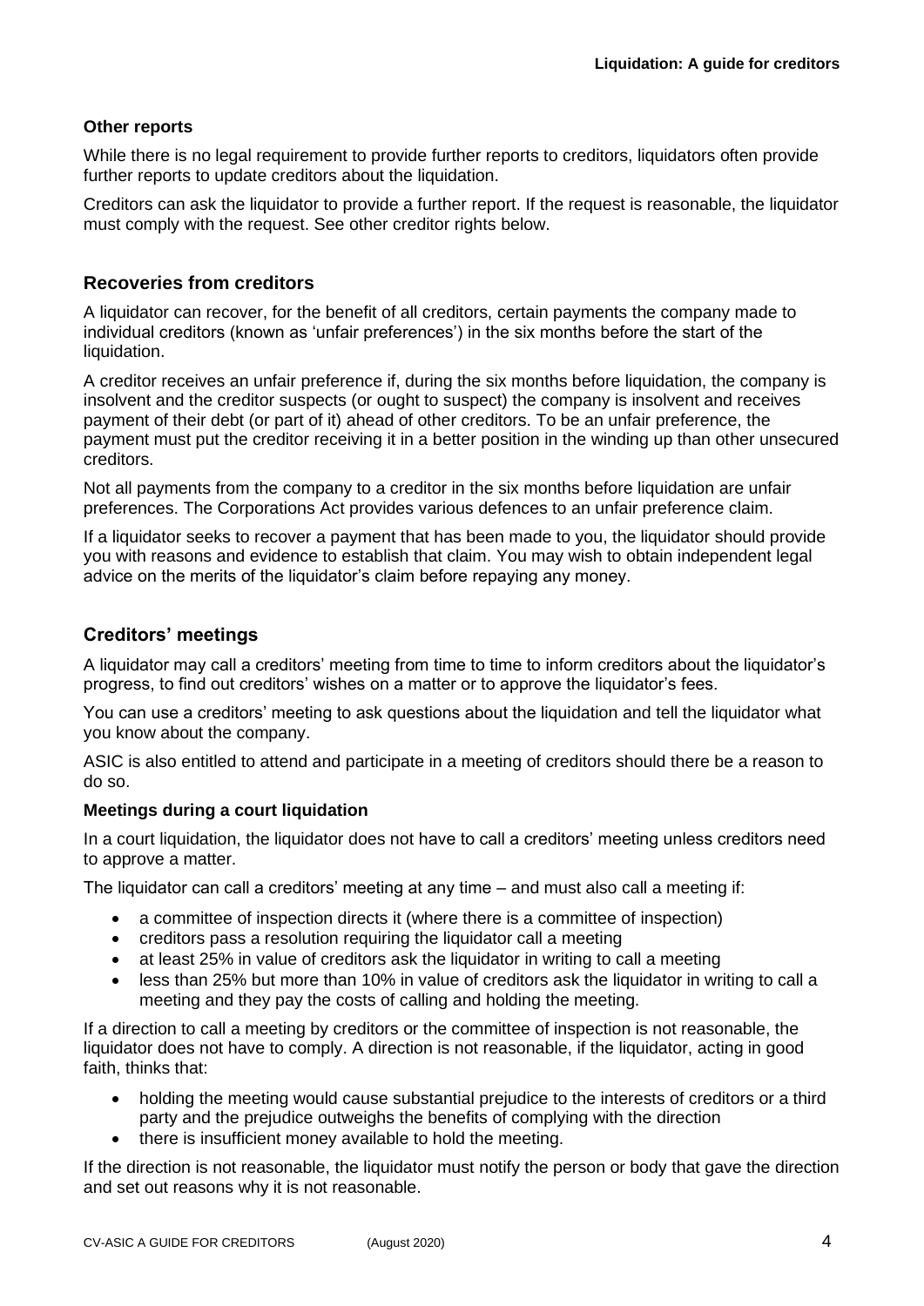### Other reports

While there is no legal requirement to provide further reports to creditors, liquidators often provide further reports to update creditors about the liquidation.

Creditors can ask the liquidator to provide a further report. If the request is reasonable, the liquidator must comply with the request. See other creditor rights below.

## Recoveries from creditors

A liquidator can recover, for the benefit of all creditors, certain payments the company made to individual creditors (known as 'unfair preferences') in the six months before the start of the liquidation.

A creditor receives an unfair preference if, during the six months before liquidation, the company is insolvent and the creditor suspects (or ought to suspect) the company is insolvent and receives payment of their debt (or part of it) ahead of other creditors. To be an unfair preference, the payment must put the creditor receiving it in a better position in the winding up than other unsecured creditors.

Not all payments from the company to a creditor in the six months before liquidation are unfair preferences. The Corporations Act provides various defences to an unfair preference claim.

If a liquidator seeks to recover a payment that has been made to you, the liquidator should provide you with reasons and evidence to establish that claim. You may wish to obtain independent legal advice on the merits of the liquidator's claim before repaying any money.

## Creditors' meetings

A liquidator may call a creditors' meeting from time to time to inform creditors about the liquidator's progress, to find out creditors' wishes on a matter or to approve the liquidator's fees.

You can use a creditors' meeting to ask questions about the liquidation and tell the liquidator what you know about the company.

ASIC is also entitled to attend and participate in a meeting of creditors should there be a reason to do so.

### Meetings during a court liquidation

In a court liquidation, the liquidator does not have to call a creditors' meeting unless creditors need to approve a matter.

The liquidator can call a creditors' meeting at any time – and must also call a meeting if:

- a committee of inspection directs it (where there is a committee of inspection)
- creditors pass a resolution requiring the liquidator call a meeting
- at least 25% in value of creditors ask the liquidator in writing to call a meeting
- less than 25% but more than 10% in value of creditors ask the liquidator in writing to call a meeting and they pay the costs of calling and holding the meeting.

If a direction to call a meeting by creditors or the committee of inspection is not reasonable, the liquidator does not have to comply. A direction is not reasonable, if the liquidator, acting in good faith, thinks that:

- holding the meeting would cause substantial prejudice to the interests of creditors or a third party and the prejudice outweighs the benefits of complying with the direction
- there is insufficient money available to hold the meeting.

If the direction is not reasonable, the liquidator must notify the person or body that gave the direction and set out reasons why it is not reasonable.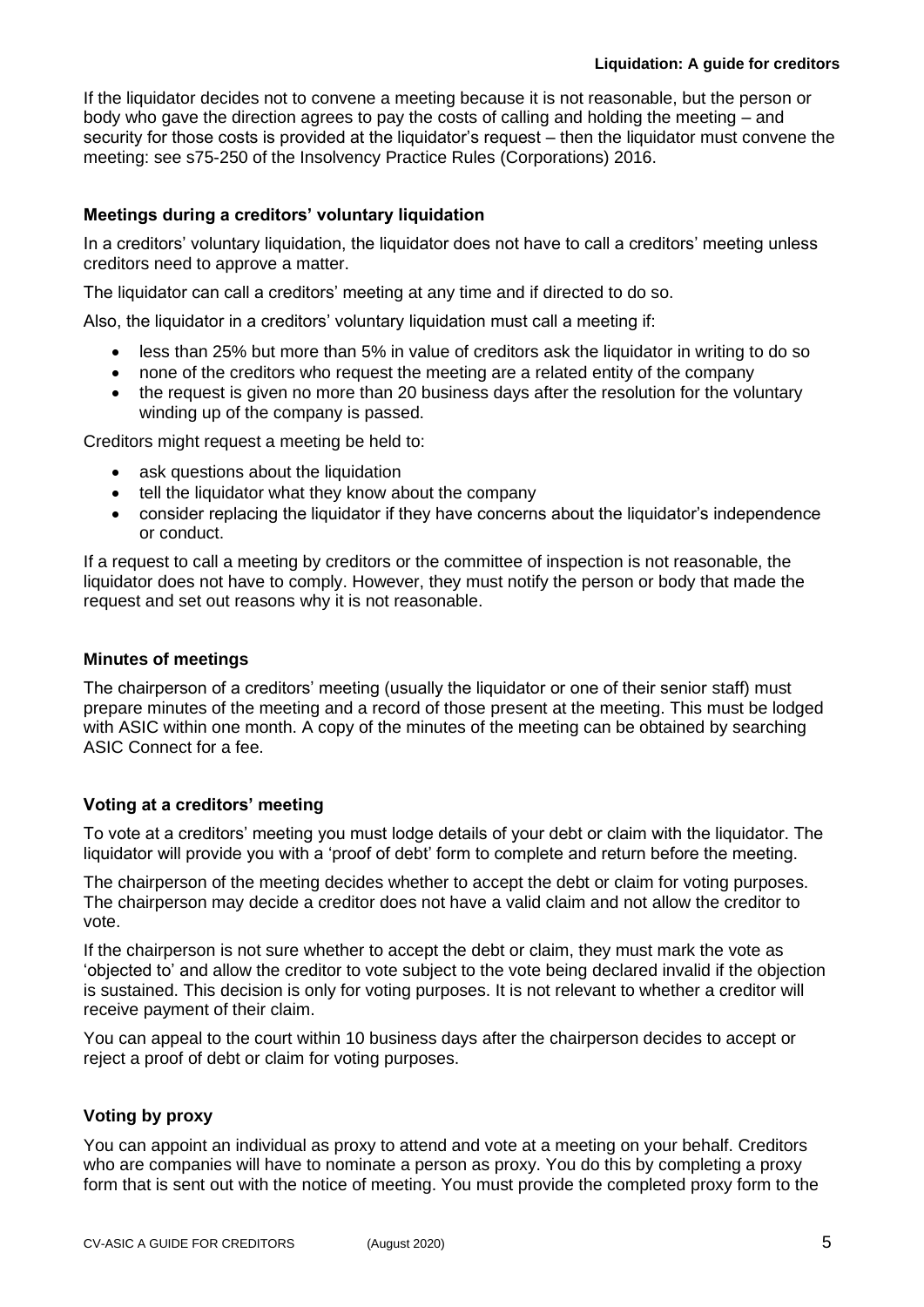If the liquidator decides not to convene a meeting because it is not reasonable, but the person or body who gave the direction agrees to pay the costs of calling and holding the meeting – and security for those costs is provided at the liquidator's request – then the liquidator must convene the meeting: see s75-250 of the Insolvency Practice Rules (Corporations) 2016.

### Meetings during a creditors' voluntary liquidation

In a creditors' voluntary liquidation, the liquidator does not have to call a creditors' meeting unless creditors need to approve a matter.

The liquidator can call a creditors' meeting at any time and if directed to do so.

Also, the liquidator in a creditors' voluntary liquidation must call a meeting if:

- less than 25% but more than 5% in value of creditors ask the liquidator in writing to do so
- none of the creditors who request the meeting are a related entity of the company
- the request is given no more than 20 business days after the resolution for the voluntary winding up of the company is passed.

Creditors might request a meeting be held to:

- ask questions about the liquidation
- tell the liquidator what they know about the company
- consider replacing the liquidator if they have concerns about the liquidator's independence or conduct.

If a request to call a meeting by creditors or the committee of inspection is not reasonable, the liquidator does not have to comply. However, they must notify the person or body that made the request and set out reasons why it is not reasonable.

### Minutes of meetings

The chairperson of a creditors' meeting (usually the liquidator or one of their senior staff) must prepare minutes of the meeting and a record of those present at the meeting. This must be lodged with ASIC within one month. A copy of the minutes of the meeting can be obtained by searching ASIC Connect for a fee.

### Voting at a creditors' meeting

To vote at a creditors' meeting you must lodge details of your debt or claim with the liquidator. The liquidator will provide you with a 'proof of debt' form to complete and return before the meeting.

The chairperson of the meeting decides whether to accept the debt or claim for voting purposes. The chairperson may decide a creditor does not have a valid claim and not allow the creditor to vote.

If the chairperson is not sure whether to accept the debt or claim, they must mark the vote as 'objected to' and allow the creditor to vote subject to the vote being declared invalid if the objection is sustained. This decision is only for voting purposes. It is not relevant to whether a creditor will receive payment of their claim.

You can appeal to the court within 10 business days after the chairperson decides to accept or reject a proof of debt or claim for voting purposes.

### Voting by proxy

You can appoint an individual as proxy to attend and vote at a meeting on your behalf. Creditors who are companies will have to nominate a person as proxy. You do this by completing a proxy form that is sent out with the notice of meeting. You must provide the completed proxy form to the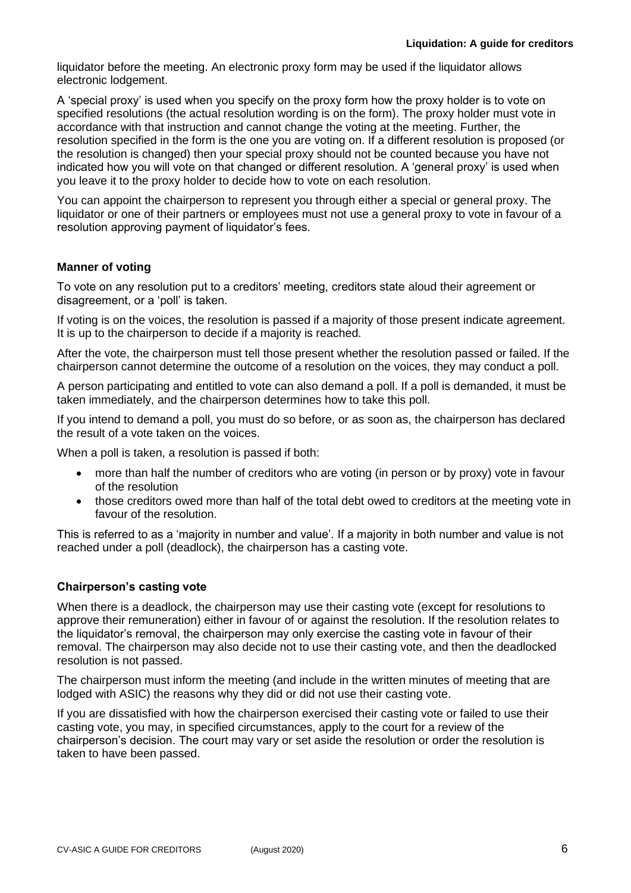liquidator before the meeting. An electronic proxy form may be used if the liquidator allows electronic lodgement.

A 'special proxy' is used when you specify on the proxy form how the proxy holder is to vote on specified resolutions (the actual resolution wording is on the form). The proxy holder must vote in accordance with that instruction and cannot change the voting at the meeting. Further, the resolution specified in the form is the one you are voting on. If a different resolution is proposed (or the resolution is changed) then your special proxy should not be counted because you have not indicated how you will vote on that changed or different resolution. A 'general proxy' is used when you leave it to the proxy holder to decide how to vote on each resolution.

You can appoint the chairperson to represent you through either a special or general proxy. The liquidator or one of their partners or employees must not use a general proxy to vote in favour of a resolution approving payment of liquidator's fees.

### Manner of voting

To vote on any resolution put to a creditors' meeting, creditors state aloud their agreement or disagreement, or a 'poll' is taken.

If voting is on the voices, the resolution is passed if a majority of those present indicate agreement. It is up to the chairperson to decide if a majority is reached.

After the vote, the chairperson must tell those present whether the resolution passed or failed. If the chairperson cannot determine the outcome of a resolution on the voices, they may conduct a poll.

A person participating and entitled to vote can also demand a poll. If a poll is demanded, it must be taken immediately, and the chairperson determines how to take this poll.

If you intend to demand a poll, you must do so before, or as soon as, the chairperson has declared the result of a vote taken on the voices.

When a poll is taken, a resolution is passed if both:

- more than half the number of creditors who are voting (in person or by proxy) vote in favour of the resolution
- those creditors owed more than half of the total debt owed to creditors at the meeting vote in favour of the resolution.

This is referred to as a 'majority in number and value'. If a majority in both number and value is not reached under a poll (deadlock), the chairperson has a casting vote.

### Chairperson's casting vote

When there is a deadlock, the chairperson may use their casting vote (except for resolutions to approve their remuneration) either in favour of or against the resolution. If the resolution relates to the liquidator's removal, the chairperson may only exercise the casting vote in favour of their removal. The chairperson may also decide not to use their casting vote, and then the deadlocked resolution is not passed.

The chairperson must inform the meeting (and include in the written minutes of meeting that are lodged with ASIC) the reasons why they did or did not use their casting vote.

If you are dissatisfied with how the chairperson exercised their casting vote or failed to use their casting vote, you may, in specified circumstances, apply to the court for a review of the chairperson's decision. The court may vary or set aside the resolution or order the resolution is taken to have been passed.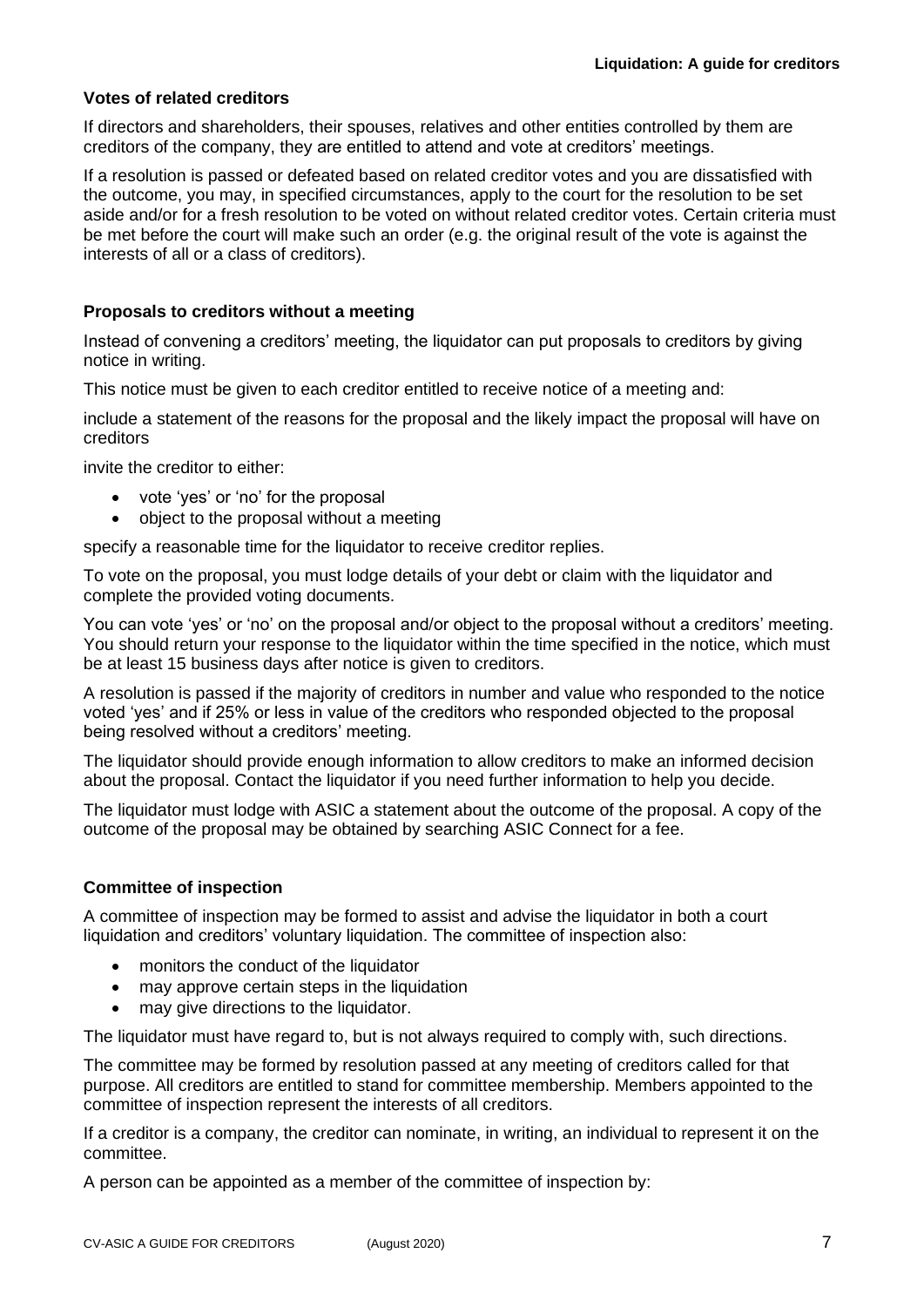### Votes of related creditors

If directors and shareholders, their spouses, relatives and other entities controlled by them are creditors of the company, they are entitled to attend and vote at creditors' meetings.

If a resolution is passed or defeated based on related creditor votes and you are dissatisfied with the outcome, you may, in specified circumstances, apply to the court for the resolution to be set aside and/or for a fresh resolution to be voted on without related creditor votes. Certain criteria must be met before the court will make such an order (e.g. the original result of the vote is against the interests of all or a class of creditors).

### Proposals to creditors without a meeting

Instead of convening a creditors' meeting, the liquidator can put proposals to creditors by giving notice in writing.

This notice must be given to each creditor entitled to receive notice of a meeting and:

include a statement of the reasons for the proposal and the likely impact the proposal will have on creditors

invite the creditor to either:

- vote 'yes' or 'no' for the proposal
- object to the proposal without a meeting

specify a reasonable time for the liquidator to receive creditor replies.

To vote on the proposal, you must lodge details of your debt or claim with the liquidator and complete the provided voting documents.

You can vote 'yes' or 'no' on the proposal and/or object to the proposal without a creditors' meeting. You should return your response to the liquidator within the time specified in the notice, which must be at least 15 business days after notice is given to creditors.

A resolution is passed if the majority of creditors in number and value who responded to the notice voted 'yes' and if 25% or less in value of the creditors who responded objected to the proposal being resolved without a creditors' meeting.

The liquidator should provide enough information to allow creditors to make an informed decision about the proposal. Contact the liquidator if you need further information to help you decide.

The liquidator must lodge with ASIC a statement about the outcome of the proposal. A copy of the outcome of the proposal may be obtained by searching ASIC Connect for a fee.

### Committee of inspection

A committee of inspection may be formed to assist and advise the liquidator in both a court liquidation and creditors' voluntary liquidation. The committee of inspection also:

- monitors the conduct of the liquidator
- may approve certain steps in the liquidation
- may give directions to the liquidator.

The liquidator must have regard to, but is not always required to comply with, such directions.

The committee may be formed by resolution passed at any meeting of creditors called for that purpose. All creditors are entitled to stand for committee membership. Members appointed to the committee of inspection represent the interests of all creditors.

If a creditor is a company, the creditor can nominate, in writing, an individual to represent it on the committee.

A person can be appointed as a member of the committee of inspection by: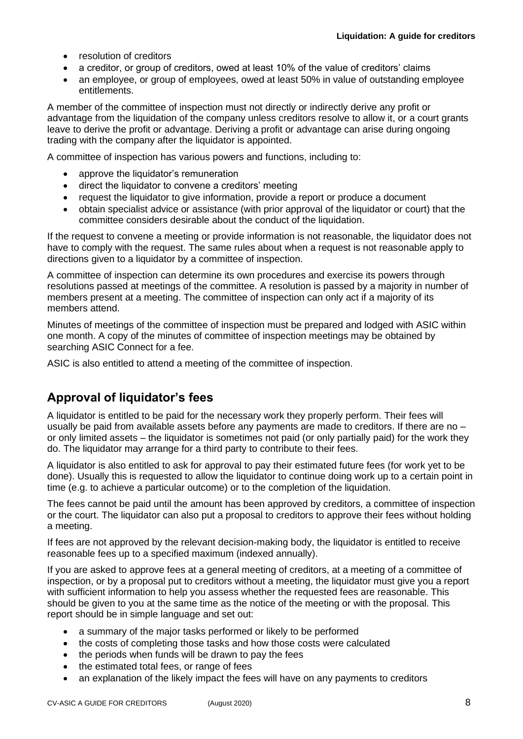- resolution of creditors
- a creditor, or group of creditors, owed at least 10% of the value of creditors' claims
- an employee, or group of employees, owed at least 50% in value of outstanding employee entitlements.

A member of the committee of inspection must not directly or indirectly derive any profit or advantage from the liquidation of the company unless creditors resolve to allow it, or a court grants leave to derive the profit or advantage. Deriving a profit or advantage can arise during ongoing trading with the company after the liquidator is appointed.

A committee of inspection has various powers and functions, including to:

- approve the liquidator's remuneration
- direct the liquidator to convene a creditors' meeting
- request the liquidator to give information, provide a report or produce a document
- obtain specialist advice or assistance (with prior approval of the liquidator or court) that the committee considers desirable about the conduct of the liquidation.

If the request to convene a meeting or provide information is not reasonable, the liquidator does not have to comply with the request. The same rules about when a request is not reasonable apply to directions given to a liquidator by a committee of inspection.

A committee of inspection can determine its own procedures and exercise its powers through resolutions passed at meetings of the committee. A resolution is passed by a majority in number of members present at a meeting. The committee of inspection can only act if a majority of its members attend.

Minutes of meetings of the committee of inspection must be prepared and lodged with ASIC within one month. A copy of the minutes of committee of inspection meetings may be obtained by searching ASIC Connect for a fee.

ASIC is also entitled to attend a meeting of the committee of inspection.

## Approval of liquidator's fees

A liquidator is entitled to be paid for the necessary work they properly perform. Their fees will usually be paid from available assets before any payments are made to creditors. If there are no – or only limited assets – the liquidator is sometimes not paid (or only partially paid) for the work they do. The liquidator may arrange for a third party to contribute to their fees.

A liquidator is also entitled to ask for approval to pay their estimated future fees (for work yet to be done). Usually this is requested to allow the liquidator to continue doing work up to a certain point in time (e.g. to achieve a particular outcome) or to the completion of the liquidation.

The fees cannot be paid until the amount has been approved by creditors, a committee of inspection or the court. The liquidator can also put a proposal to creditors to approve their fees without holding a meeting.

If fees are not approved by the relevant decision-making body, the liquidator is entitled to receive reasonable fees up to a specified maximum (indexed annually).

If you are asked to approve fees at a general meeting of creditors, at a meeting of a committee of inspection, or by a proposal put to creditors without a meeting, the liquidator must give you a report with sufficient information to help you assess whether the requested fees are reasonable. This should be given to you at the same time as the notice of the meeting or with the proposal. This report should be in simple language and set out:

- a summary of the major tasks performed or likely to be performed
- the costs of completing those tasks and how those costs were calculated
- the periods when funds will be drawn to pay the fees
- the estimated total fees, or range of fees
- an explanation of the likely impact the fees will have on any payments to creditors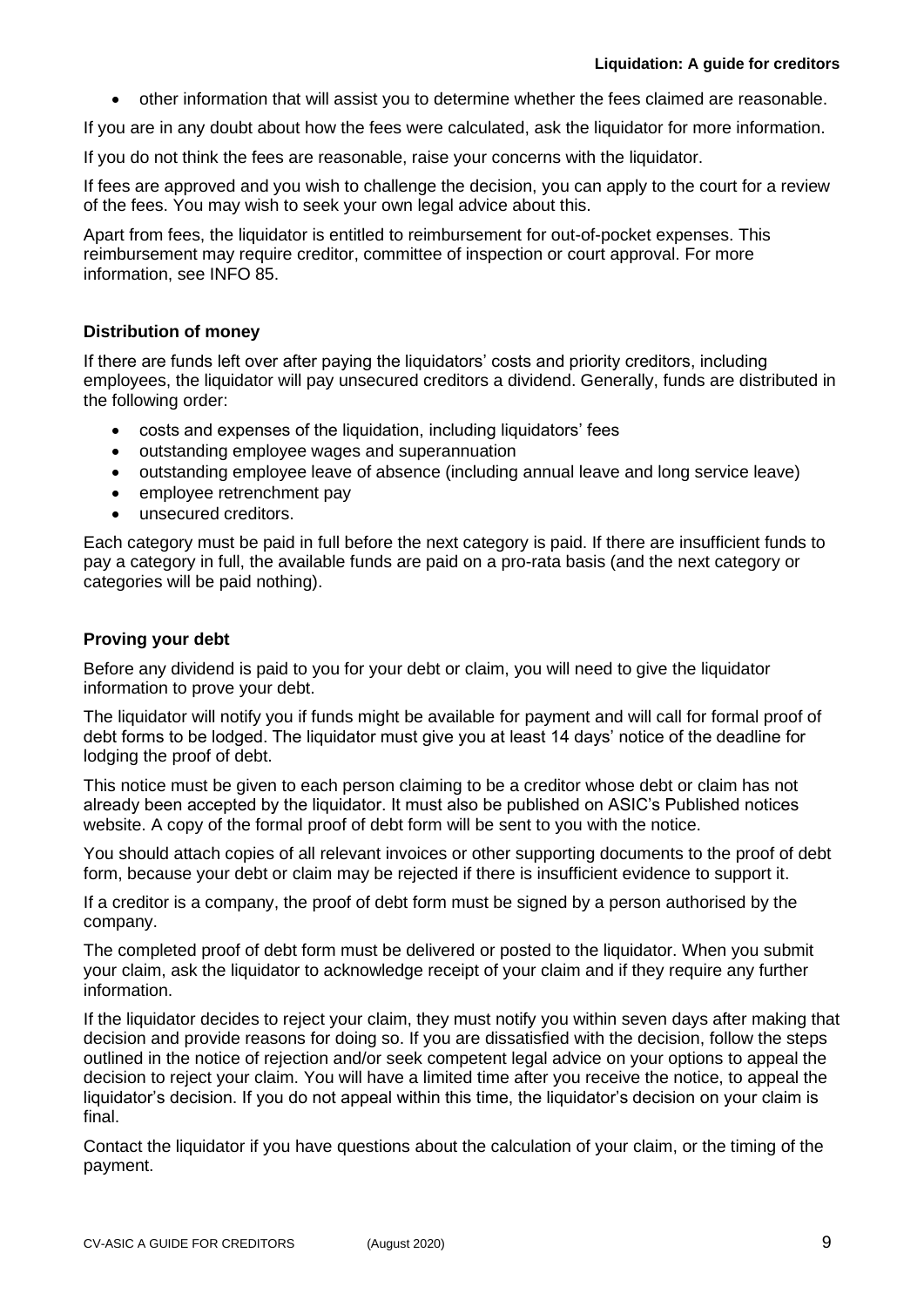- other information that will assist you to determine whether the fees claimed are reasonable.

If you are in any doubt about how the fees were calculated, ask the liquidator for more information.

If you do not think the fees are reasonable, raise your concerns with the liquidator.

If fees are approved and you wish to challenge the decision, you can apply to the court for a review of the fees. You may wish to seek your own legal advice about this.

Apart from fees, the liquidator is entitled to reimbursement for out-of-pocket expenses. This reimbursement may require creditor, committee of inspection or court approval. For more information, see INFO 85.

### Distribution of money

If there are funds left over after paying the liquidators' costs and priority creditors, including employees, the liquidator will pay unsecured creditors a dividend. Generally, funds are distributed in the following order:

- costs and expenses of the liquidation, including liquidators' fees
- outstanding employee wages and superannuation
- outstanding employee leave of absence (including annual leave and long service leave)
- employee retrenchment pay
- unsecured creditors.

Each category must be paid in full before the next category is paid. If there are insufficient funds to pay a category in full, the available funds are paid on a pro-rata basis (and the next category or categories will be paid nothing).

### Proving your debt

Before any dividend is paid to you for your debt or claim, you will need to give the liquidator information to prove your debt.

The liquidator will notify you if funds might be available for payment and will call for formal proof of debt forms to be lodged. The liquidator must give you at least 14 days' notice of the deadline for lodging the proof of debt.

This notice must be given to each person claiming to be a creditor whose debt or claim has not already been accepted by the liquidator. It must also be published on ASIC's Published notices website. A copy of the formal proof of debt form will be sent to you with the notice.

You should attach copies of all relevant invoices or other supporting documents to the proof of debt form, because your debt or claim may be rejected if there is insufficient evidence to support it.

If a creditor is a company, the proof of debt form must be signed by a person authorised by the company.

The completed proof of debt form must be delivered or posted to the liquidator. When you submit your claim, ask the liquidator to acknowledge receipt of your claim and if they require any further information.

If the liquidator decides to reject your claim, they must notify you within seven days after making that decision and provide reasons for doing so. If you are dissatisfied with the decision, follow the steps outlined in the notice of rejection and/or seek competent legal advice on your options to appeal the decision to reject your claim. You will have a limited time after you receive the notice, to appeal the liquidator's decision. If you do not appeal within this time, the liquidator's decision on your claim is final.

Contact the liquidator if you have questions about the calculation of your claim, or the timing of the payment.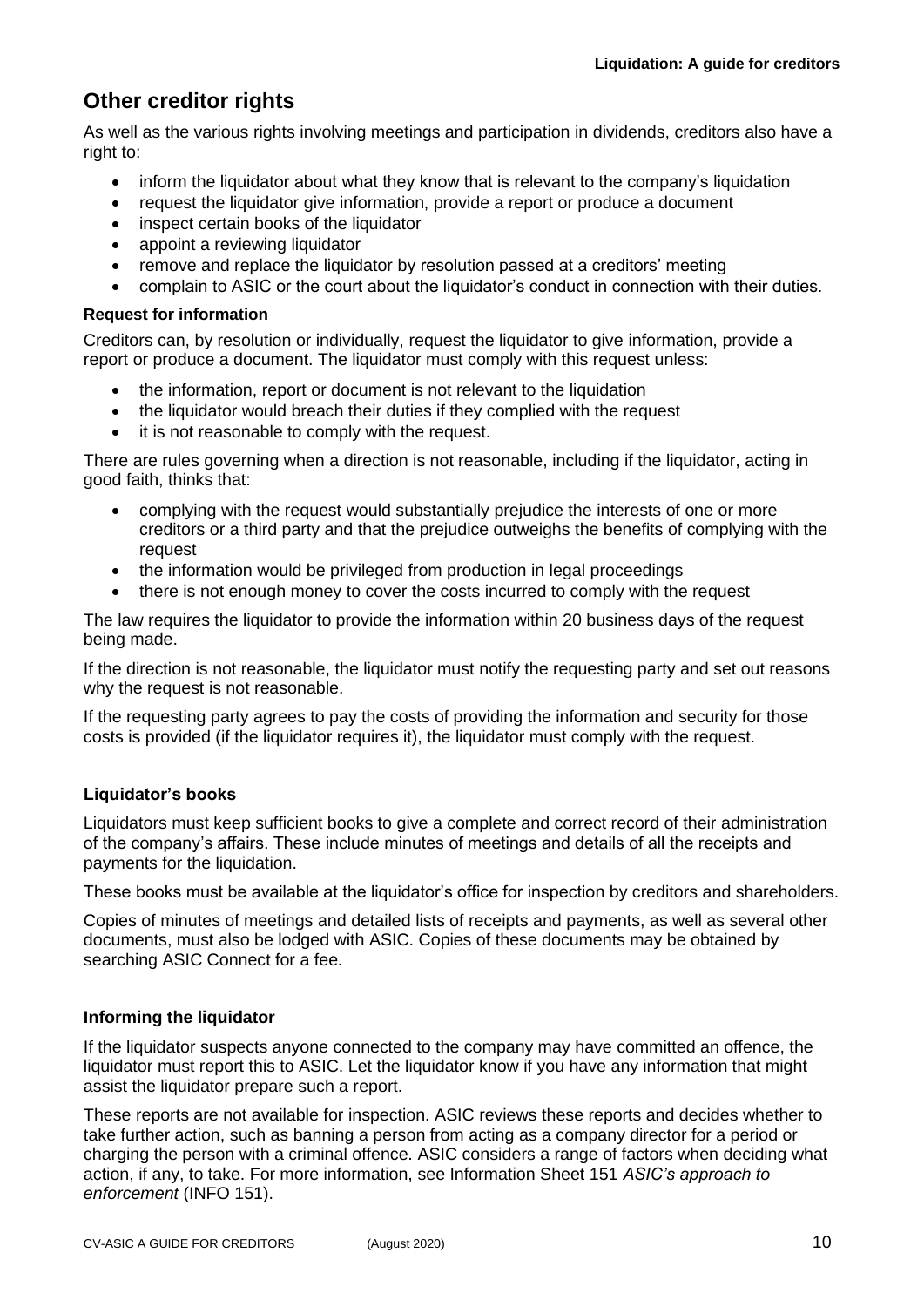## Other creditor rights

As well as the various rights involving meetings and participation in dividends, creditors also have a right to:

- inform the liquidator about what they know that is relevant to the company's liquidation
- request the liquidator give information, provide a report or produce a document
- inspect certain books of the liquidator
- appoint a reviewing liquidator
- remove and replace the liquidator by resolution passed at a creditors' meeting
- complain to ASIC or the court about the liquidator's conduct in connection with their duties.

### Request for information

Creditors can, by resolution or individually, request the liquidator to give information, provide a report or produce a document. The liquidator must comply with this request unless:

- the information, report or document is not relevant to the liquidation
- the liquidator would breach their duties if they complied with the request
- it is not reasonable to comply with the request.

There are rules governing when a direction is not reasonable, including if the liquidator, acting in good faith, thinks that:

- complying with the request would substantially prejudice the interests of one or more creditors or a third party and that the prejudice outweighs the benefits of complying with the request
- the information would be privileged from production in legal proceedings
- there is not enough money to cover the costs incurred to comply with the request

The law requires the liquidator to provide the information within 20 business days of the request being made.

If the direction is not reasonable, the liquidator must notify the requesting party and set out reasons why the request is not reasonable.

If the requesting party agrees to pay the costs of providing the information and security for those costs is provided (if the liquidator requires it), the liquidator must comply with the request.

### Liquidator's books

Liquidators must keep sufficient books to give a complete and correct record of their administration of the company's affairs. These include minutes of meetings and details of all the receipts and payments for the liquidation.

These books must be available at the liquidator's office for inspection by creditors and shareholders.

Copies of minutes of meetings and detailed lists of receipts and payments, as well as several other documents, must also be lodged with ASIC. Copies of these documents may be obtained by searching ASIC Connect for a fee.

### Informing the liquidator

If the liquidator suspects anyone connected to the company may have committed an offence, the liquidator must report this to ASIC. Let the liquidator know if you have any information that might assist the liquidator prepare such a report.

These reports are not available for inspection. ASIC reviews these reports and decides whether to take further action, such as banning a person from acting as a company director for a period or charging the person with a criminal offence. ASIC considers a range of factors when deciding what action, if any, to take. For more information, see Information Sheet 151 *ASIC's approach to enforcement* (INFO 151).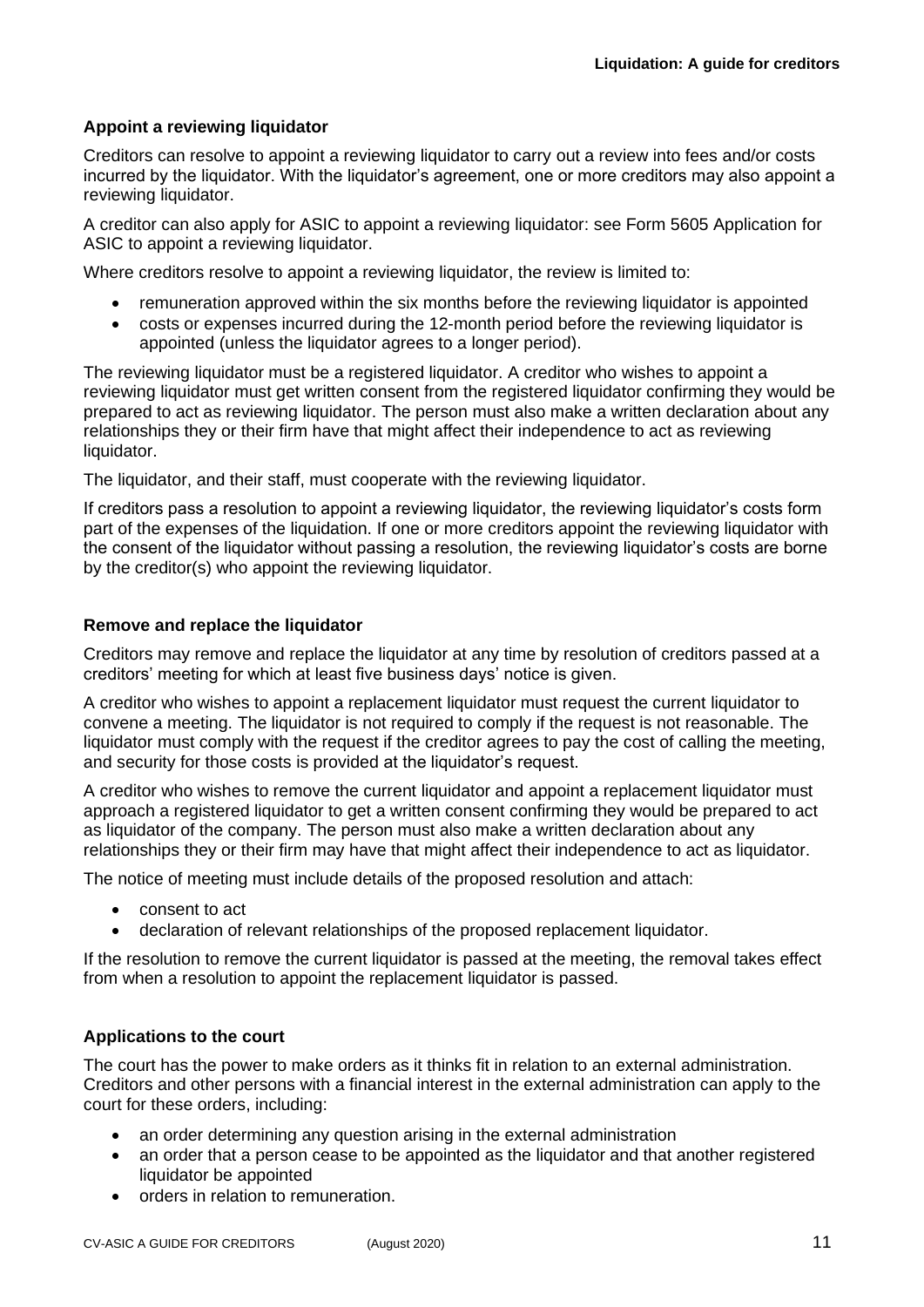### Appoint a reviewing liquidator

Creditors can resolve to appoint a reviewing liquidator to carry out a review into fees and/or costs incurred by the liquidator. With the liquidator's agreement, one or more creditors may also appoint a reviewing liquidator.

A creditor can also apply for ASIC to appoint a reviewing liquidator: see Form 5605 Application for ASIC to appoint a reviewing liquidator.

Where creditors resolve to appoint a reviewing liquidator, the review is limited to:

- remuneration approved within the six months before the reviewing liquidator is appointed
- costs or expenses incurred during the 12-month period before the reviewing liquidator is appointed (unless the liquidator agrees to a longer period).

The reviewing liquidator must be a registered liquidator. A creditor who wishes to appoint a reviewing liquidator must get written consent from the registered liquidator confirming they would be prepared to act as reviewing liquidator. The person must also make a written declaration about any relationships they or their firm have that might affect their independence to act as reviewing liquidator.

The liquidator, and their staff, must cooperate with the reviewing liquidator.

If creditors pass a resolution to appoint a reviewing liquidator, the reviewing liquidator's costs form part of the expenses of the liquidation. If one or more creditors appoint the reviewing liquidator with the consent of the liquidator without passing a resolution, the reviewing liquidator's costs are borne by the creditor(s) who appoint the reviewing liquidator.

### Remove and replace the liquidator

Creditors may remove and replace the liquidator at any time by resolution of creditors passed at a creditors' meeting for which at least five business days' notice is given.

A creditor who wishes to appoint a replacement liquidator must request the current liquidator to convene a meeting. The liquidator is not required to comply if the request is not reasonable. The liquidator must comply with the request if the creditor agrees to pay the cost of calling the meeting, and security for those costs is provided at the liquidator's request.

A creditor who wishes to remove the current liquidator and appoint a replacement liquidator must approach a registered liquidator to get a written consent confirming they would be prepared to act as liquidator of the company. The person must also make a written declaration about any relationships they or their firm may have that might affect their independence to act as liquidator.

The notice of meeting must include details of the proposed resolution and attach:

- consent to act
- declaration of relevant relationships of the proposed replacement liquidator.

If the resolution to remove the current liquidator is passed at the meeting, the removal takes effect from when a resolution to appoint the replacement liquidator is passed.

### Applications to the court

The court has the power to make orders as it thinks fit in relation to an external administration. Creditors and other persons with a financial interest in the external administration can apply to the court for these orders, including:

- an order determining any question arising in the external administration
- an order that a person cease to be appointed as the liquidator and that another registered liquidator be appointed
- orders in relation to remuneration.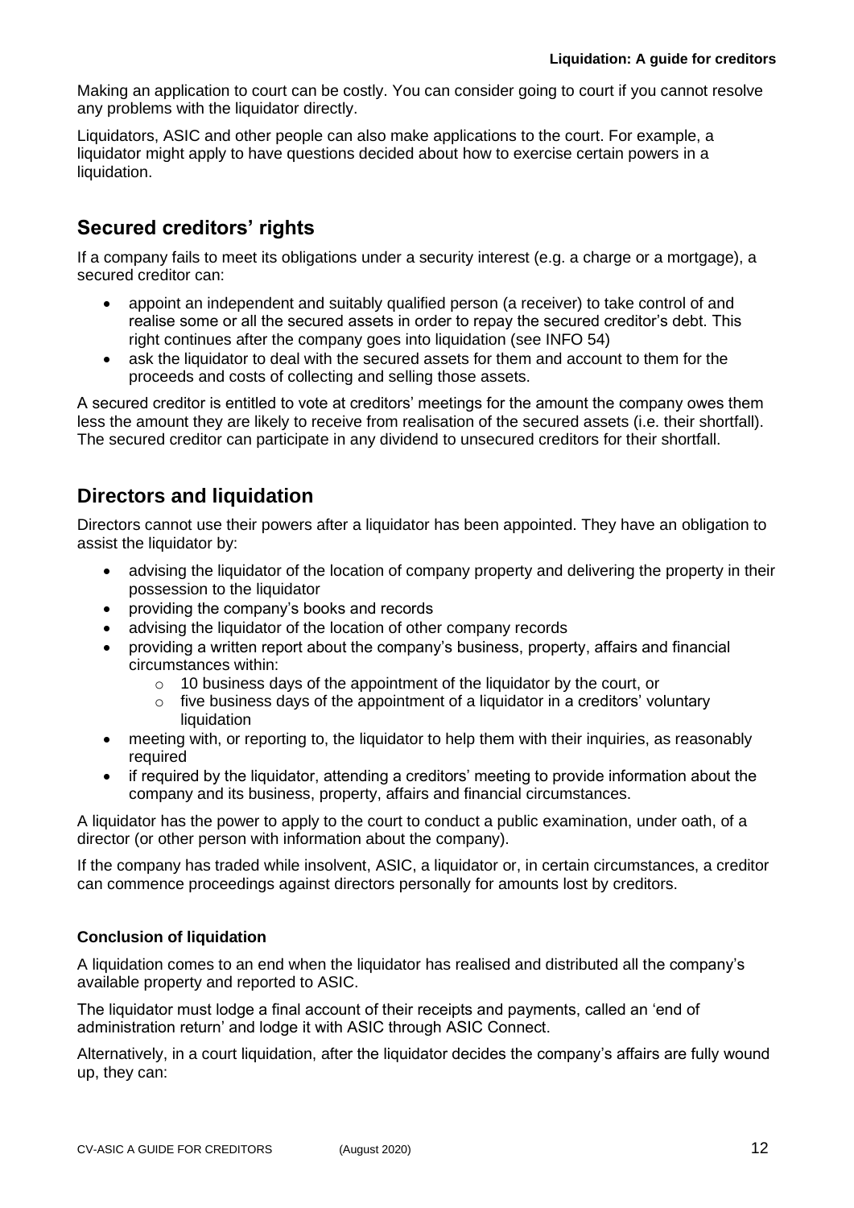Making an application to court can be costly. You can consider going to court if you cannot resolve any problems with the liquidator directly.

Liquidators, ASIC and other people can also make applications to the court. For example, a liquidator might apply to have questions decided about how to exercise certain powers in a liquidation.

## Secured creditors' rights

If a company fails to meet its obligations under a security interest (e.g. a charge or a mortgage), a secured creditor can:

- appoint an independent and suitably qualified person (a receiver) to take control of and realise some or all the secured assets in order to repay the secured creditor's debt. This right continues after the company goes into liquidation (see INFO 54)
- ask the liquidator to deal with the secured assets for them and account to them for the proceeds and costs of collecting and selling those assets.

A secured creditor is entitled to vote at creditors' meetings for the amount the company owes them less the amount they are likely to receive from realisation of the secured assets (i.e. their shortfall). The secured creditor can participate in any dividend to unsecured creditors for their shortfall.

## Directors and liquidation

Directors cannot use their powers after a liquidator has been appointed. They have an obligation to assist the liquidator by:

- advising the liquidator of the location of company property and delivering the property in their possession to the liquidator
- providing the company's books and records
- advising the liquidator of the location of other company records
- providing a written report about the company's business, property, affairs and financial circumstances within:
  - 10 business days of the appointment of the liquidator by the court, or
  - five business days of the appointment of a liquidator in a creditors' voluntary liquidation
- meeting with, or reporting to, the liquidator to help them with their inquiries, as reasonably required
- if required by the liquidator, attending a creditors' meeting to provide information about the company and its business, property, affairs and financial circumstances.

A liquidator has the power to apply to the court to conduct a public examination, under oath, of a director (or other person with information about the company).

If the company has traded while insolvent, ASIC, a liquidator or, in certain circumstances, a creditor can commence proceedings against directors personally for amounts lost by creditors.

#### Conclusion of liquidation

A liquidation comes to an end when the liquidator has realised and distributed all the company's available property and reported to ASIC.

The liquidator must lodge a final account of their receipts and payments, called an 'end of administration return' and lodge it with ASIC through ASIC Connect.

Alternatively, in a court liquidation, after the liquidator decides the company's affairs are fully wound up, they can: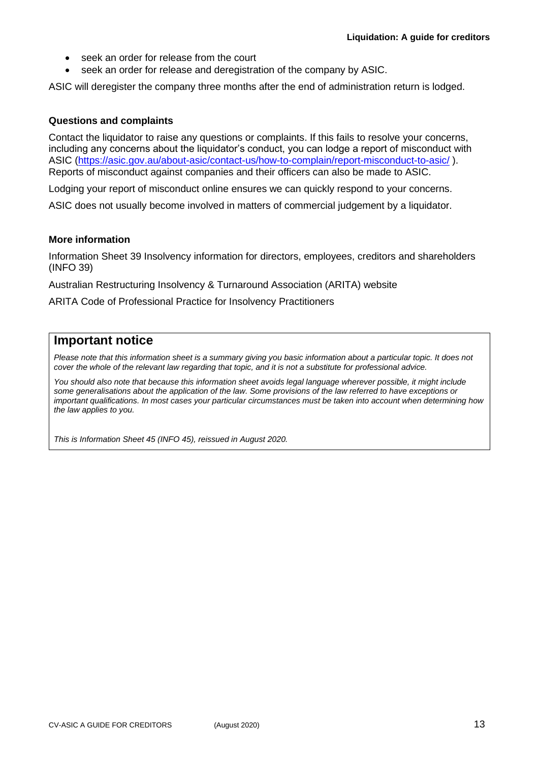- seek an order for release from the court
- seek an order for release and deregistration of the company by ASIC.

ASIC will deregister the company three months after the end of administration return is lodged.

### Questions and complaints

Contact the liquidator to raise any questions or complaints. If this fails to resolve your concerns, including any concerns about the liquidator's conduct, you can lodge a report of misconduct with ASIC (https://asic.gov.au/about-asic/contact-us/how-to-complain/report-misconduct-to-asic/ ). Reports of misconduct against companies and their officers can also be made to ASIC.

Lodging your report of misconduct online ensures we can quickly respond to your concerns.

ASIC does not usually become involved in matters of commercial judgement by a liquidator.

### More information

Information Sheet 39 Insolvency information for directors, employees, creditors and shareholders (INFO 39)

Australian Restructuring Insolvency & Turnaround Association (ARITA) website

ARITA Code of Professional Practice for Insolvency Practitioners

## Important notice

*Please note that this information sheet is a summary giving you basic information about a particular topic. It does not cover the whole of the relevant law regarding that topic, and it is not a substitute for professional advice.*

*You should also note that because this information sheet avoids legal language wherever possible, it might include some generalisations about the application of the law. Some provisions of the law referred to have exceptions or important qualifications. In most cases your particular circumstances must be taken into account when determining how the law applies to you.*

*This is Information Sheet 45 (INFO 45), reissued in August 2020.*